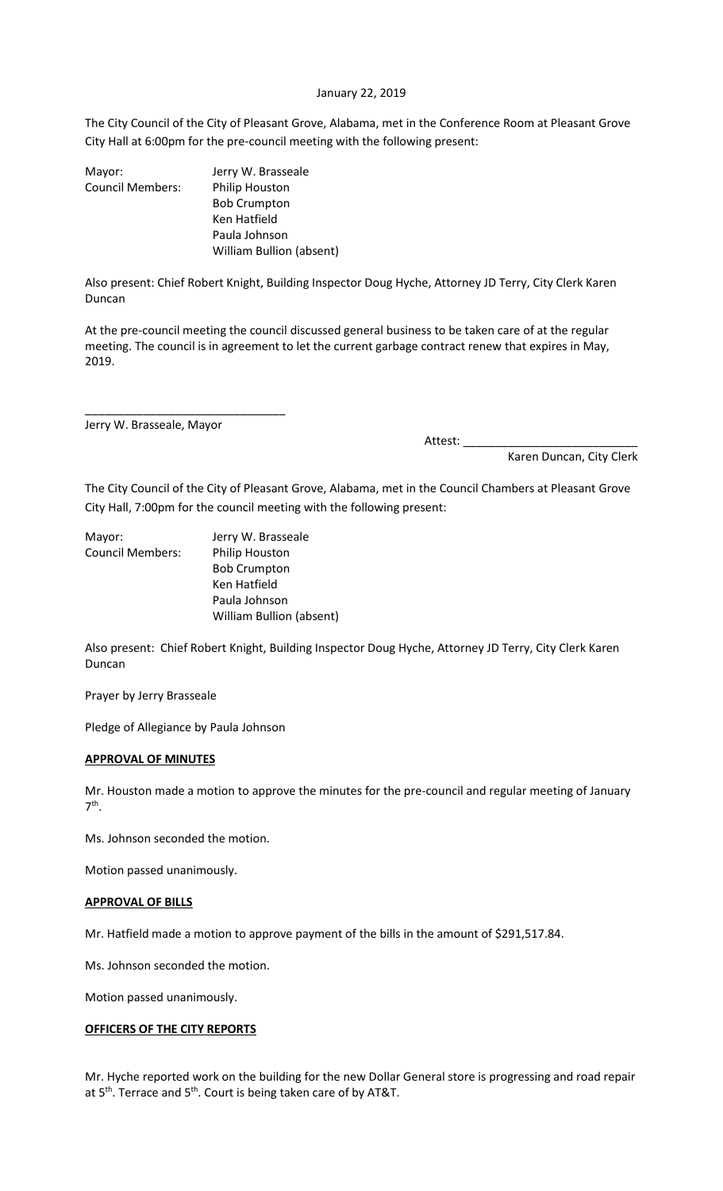January 22, 2019

The City Council of the City of Pleasant Grove, Alabama, met in the Conference Room at Pleasant Grove City Hall at 6:00pm for the pre-council meeting with the following present:

Mayor: Jerry W. Brasseale
Council Members: Philip Houston
Bob Crumpton
Ken Hatfield
Paula Johnson
William Bullion (absent)

Also present: Chief Robert Knight, Building Inspector Doug Hyche, Attorney JD Terry, City Clerk Karen Duncan

At the pre-council meeting the council discussed general business to be taken care of at the regular meeting. The council is in agreement to let the current garbage contract renew that expires in May, 2019.

\_\_\_\_\_\_\_\_\_\_\_\_\_\_\_\_\_\_\_\_\_\_\_\_\_\_\_\_\_\_
Jerry W. Brasseale, Mayor

Attest: \_\_\_\_\_\_\_\_\_\_\_\_\_\_\_\_\_\_\_\_\_\_\_\_\_\_
Karen Duncan, City Clerk

The City Council of the City of Pleasant Grove, Alabama, met in the Council Chambers at Pleasant Grove City Hall, 7:00pm for the council meeting with the following present:

Mayor: Jerry W. Brasseale
Council Members: Philip Houston
Bob Crumpton
Ken Hatfield
Paula Johnson
William Bullion (absent)

Also present: Chief Robert Knight, Building Inspector Doug Hyche, Attorney JD Terry, City Clerk Karen Duncan

Prayer by Jerry Brasseale

Pledge of Allegiance by Paula Johnson

**APPROVAL OF MINUTES**

Mr. Houston made a motion to approve the minutes for the pre-council and regular meeting of January 7th.

Ms. Johnson seconded the motion.

Motion passed unanimously.

**APPROVAL OF BILLS**

Mr. Hatfield made a motion to approve payment of the bills in the amount of $291,517.84.

Ms. Johnson seconded the motion.

Motion passed unanimously.

**OFFICERS OF THE CITY REPORTS**

Mr. Hyche reported work on the building for the new Dollar General store is progressing and road repair at 5th. Terrace and 5th. Court is being taken care of by AT&T.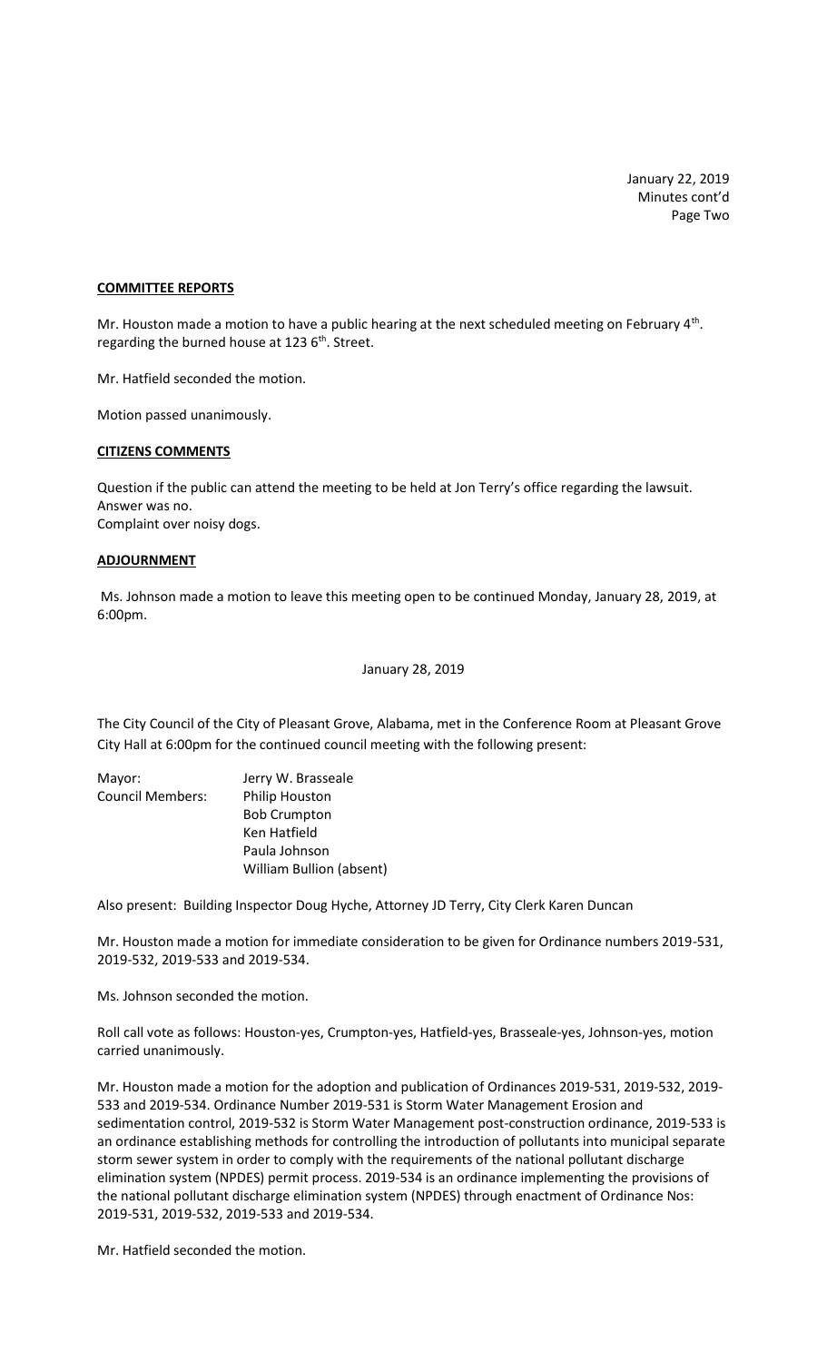**COMMITTEE REPORTS**

Mr. Houston made a motion to have a public hearing at the next scheduled meeting on February 4th. regarding the burned house at 123 6th. Street.

Mr. Hatfield seconded the motion.

Motion passed unanimously.

**CITIZENS COMMENTS**

Question if the public can attend the meeting to be held at Jon Terry's office regarding the lawsuit. Answer was no.
Complaint over noisy dogs.

**ADJOURNMENT**

Ms. Johnson made a motion to leave this meeting open to be continued Monday, January 28, 2019, at 6:00pm.

January 28, 2019

The City Council of the City of Pleasant Grove, Alabama, met in the Conference Room at Pleasant Grove City Hall at 6:00pm for the continued council meeting with the following present:

| | |
|---|---|
| Mayor: | Jerry W. Brasseale |
| Council Members: | Philip Houston |
| | Bob Crumpton |
| | Ken Hatfield |
| | Paula Johnson |
| | William Bullion (absent) |

Also present: Building Inspector Doug Hyche, Attorney JD Terry, City Clerk Karen Duncan

Mr. Houston made a motion for immediate consideration to be given for Ordinance numbers 2019-531, 2019-532, 2019-533 and 2019-534.

Ms. Johnson seconded the motion.

Roll call vote as follows: Houston-yes, Crumpton-yes, Hatfield-yes, Brasseale-yes, Johnson-yes, motion carried unanimously.

Mr. Houston made a motion for the adoption and publication of Ordinances 2019-531, 2019-532, 2019-533 and 2019-534. Ordinance Number 2019-531 is Storm Water Management Erosion and sedimentation control, 2019-532 is Storm Water Management post-construction ordinance, 2019-533 is an ordinance establishing methods for controlling the introduction of pollutants into municipal separate storm sewer system in order to comply with the requirements of the national pollutant discharge elimination system (NPDES) permit process. 2019-534 is an ordinance implementing the provisions of the national pollutant discharge elimination system (NPDES) through enactment of Ordinance Nos: 2019-531, 2019-532, 2019-533 and 2019-534.

Mr. Hatfield seconded the motion.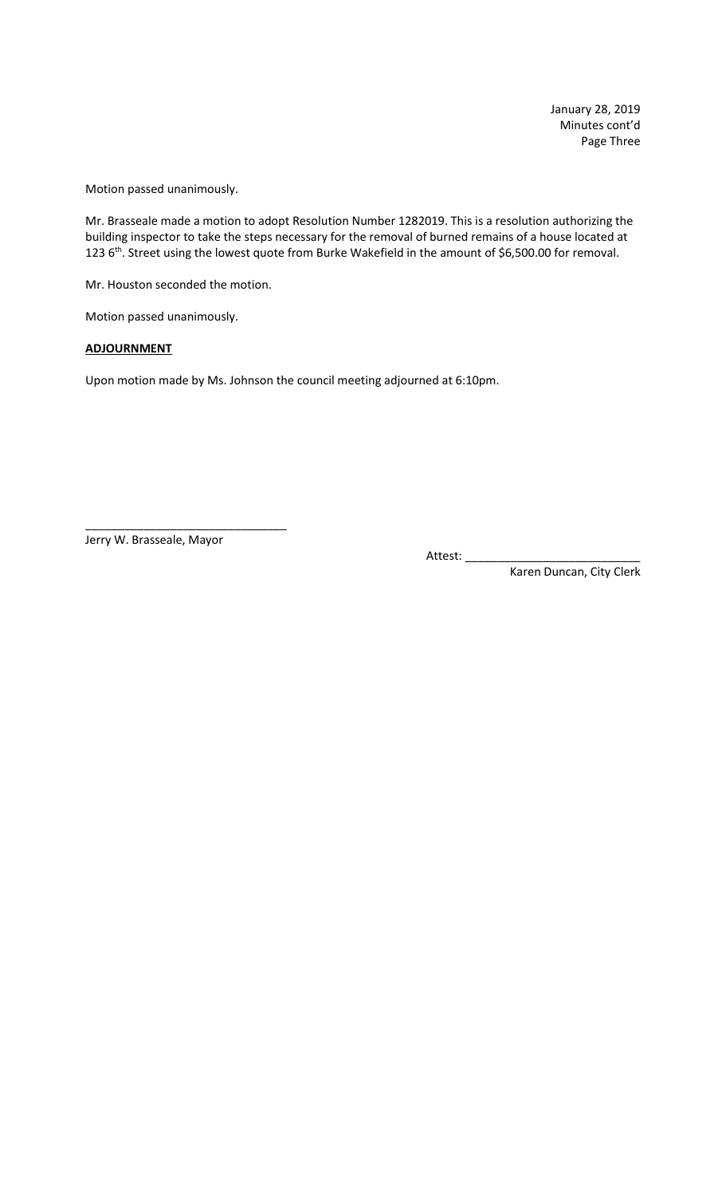Motion passed unanimously.

Mr. Brasseale made a motion to adopt Resolution Number 1282019. This is a resolution authorizing the building inspector to take the steps necessary for the removal of burned remains of a house located at 123 6th. Street using the lowest quote from Burke Wakefield in the amount of $6,500.00 for removal.

Mr. Houston seconded the motion.

Motion passed unanimously.

**ADJOURNMENT**

Upon motion made by Ms. Johnson the council meeting adjourned at 6:10pm.

______________________________
Jerry W. Brasseale, Mayor

Attest: __________________________
Karen Duncan, City Clerk